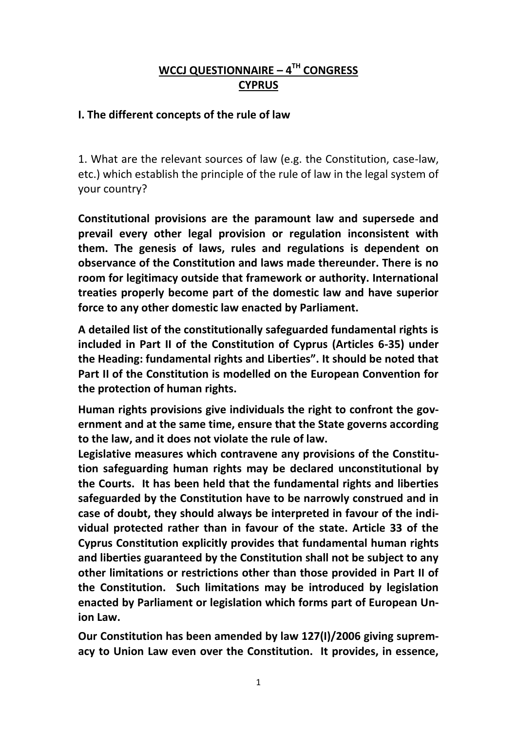# WCCJ QUESTIONNAIRE – 4TH CONGRESS
# CYPRUS

## I. The different concepts of the rule of law

1. What are the relevant sources of law (e.g. the Constitution, case-law, etc.) which establish the principle of the rule of law in the legal system of your country?

**Constitutional provisions are the paramount law and supersede and prevail every other legal provision or regulation inconsistent with them. The genesis of laws, rules and regulations is dependent on observance of the Constitution and laws made thereunder. There is no room for legitimacy outside that framework or authority. International treaties properly become part of the domestic law and have superior force to any other domestic law enacted by Parliament.**

**A detailed list of the constitutionally safeguarded fundamental rights is included in Part II of the Constitution of Cyprus (Articles 6-35) under the Heading: fundamental rights and Liberties". It should be noted that Part II of the Constitution is modelled on the European Convention for the protection of human rights.**

**Human rights provisions give individuals the right to confront the government and at the same time, ensure that the State governs according to the law, and it does not violate the rule of law.**

**Legislative measures which contravene any provisions of the Constitution safeguarding human rights may be declared unconstitutional by the Courts. It has been held that the fundamental rights and liberties safeguarded by the Constitution have to be narrowly construed and in case of doubt, they should always be interpreted in favour of the individual protected rather than in favour of the state. Article 33 of the Cyprus Constitution explicitly provides that fundamental human rights and liberties guaranteed by the Constitution shall not be subject to any other limitations or restrictions other than those provided in Part II of the Constitution. Such limitations may be introduced by legislation enacted by Parliament or legislation which forms part of European Union Law.**

**Our Constitution has been amended by law 127(I)/2006 giving supremacy to Union Law even over the Constitution. It provides, in essence,**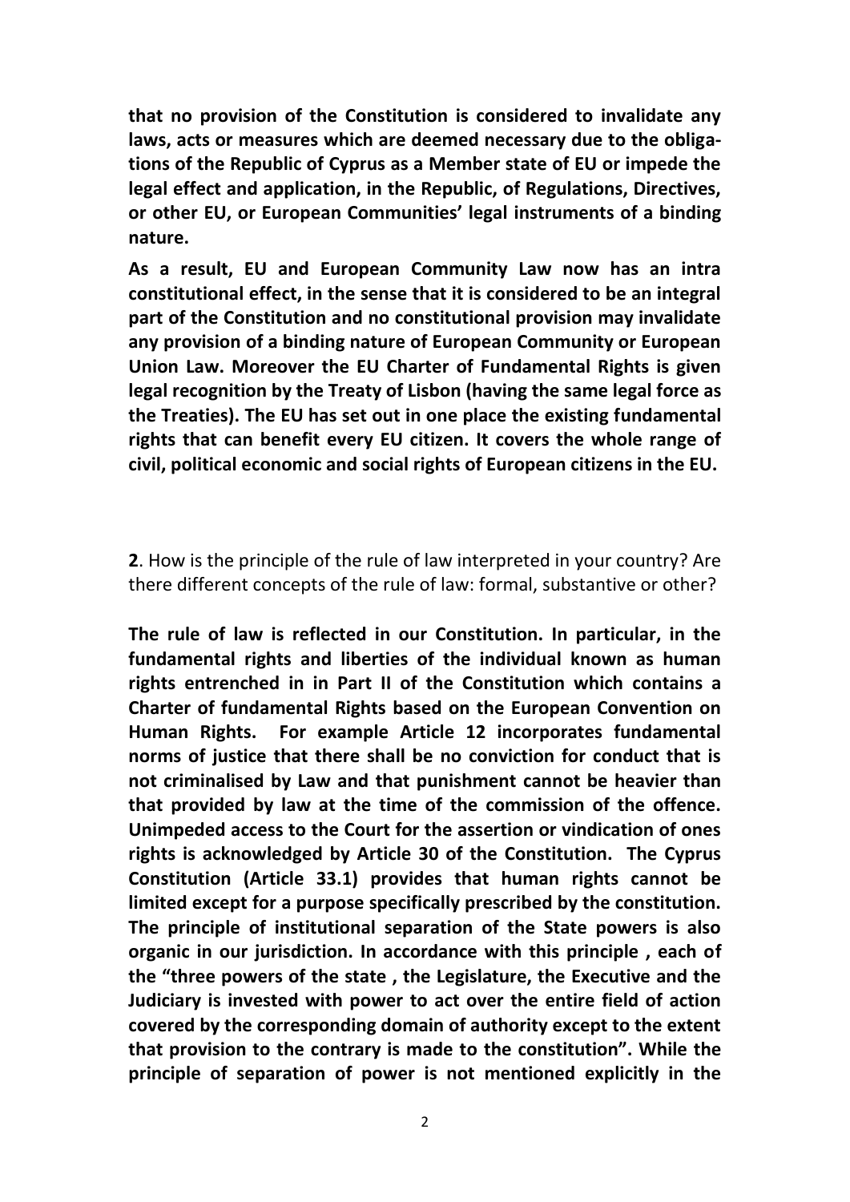**that no provision of the Constitution is considered to invalidate any laws, acts or measures which are deemed necessary due to the obligations of the Republic of Cyprus as a Member state of EU or impede the legal effect and application, in the Republic, of Regulations, Directives, or other EU, or European Communities' legal instruments of a binding nature.**

**As a result, EU and European Community Law now has an intra constitutional effect, in the sense that it is considered to be an integral part of the Constitution and no constitutional provision may invalidate any provision of a binding nature of European Community or European Union Law. Moreover the EU Charter of Fundamental Rights is given legal recognition by the Treaty of Lisbon (having the same legal force as the Treaties). The EU has set out in one place the existing fundamental rights that can benefit every EU citizen. It covers the whole range of civil, political economic and social rights of European citizens in the EU.**

**2**. How is the principle of the rule of law interpreted in your country? Are there different concepts of the rule of law: formal, substantive or other?

**The rule of law is reflected in our Constitution. In particular, in the fundamental rights and liberties of the individual known as human rights entrenched in in Part II of the Constitution which contains a Charter of fundamental Rights based on the European Convention on Human Rights. For example Article 12 incorporates fundamental norms of justice that there shall be no conviction for conduct that is not criminalised by Law and that punishment cannot be heavier than that provided by law at the time of the commission of the offence. Unimpeded access to the Court for the assertion or vindication of ones rights is acknowledged by Article 30 of the Constitution. The Cyprus Constitution (Article 33.1) provides that human rights cannot be limited except for a purpose specifically prescribed by the constitution. The principle of institutional separation of the State powers is also organic in our jurisdiction. In accordance with this principle , each of the "three powers of the state , the Legislature, the Executive and the Judiciary is invested with power to act over the entire field of action covered by the corresponding domain of authority except to the extent that provision to the contrary is made to the constitution". While the principle of separation of power is not mentioned explicitly in the**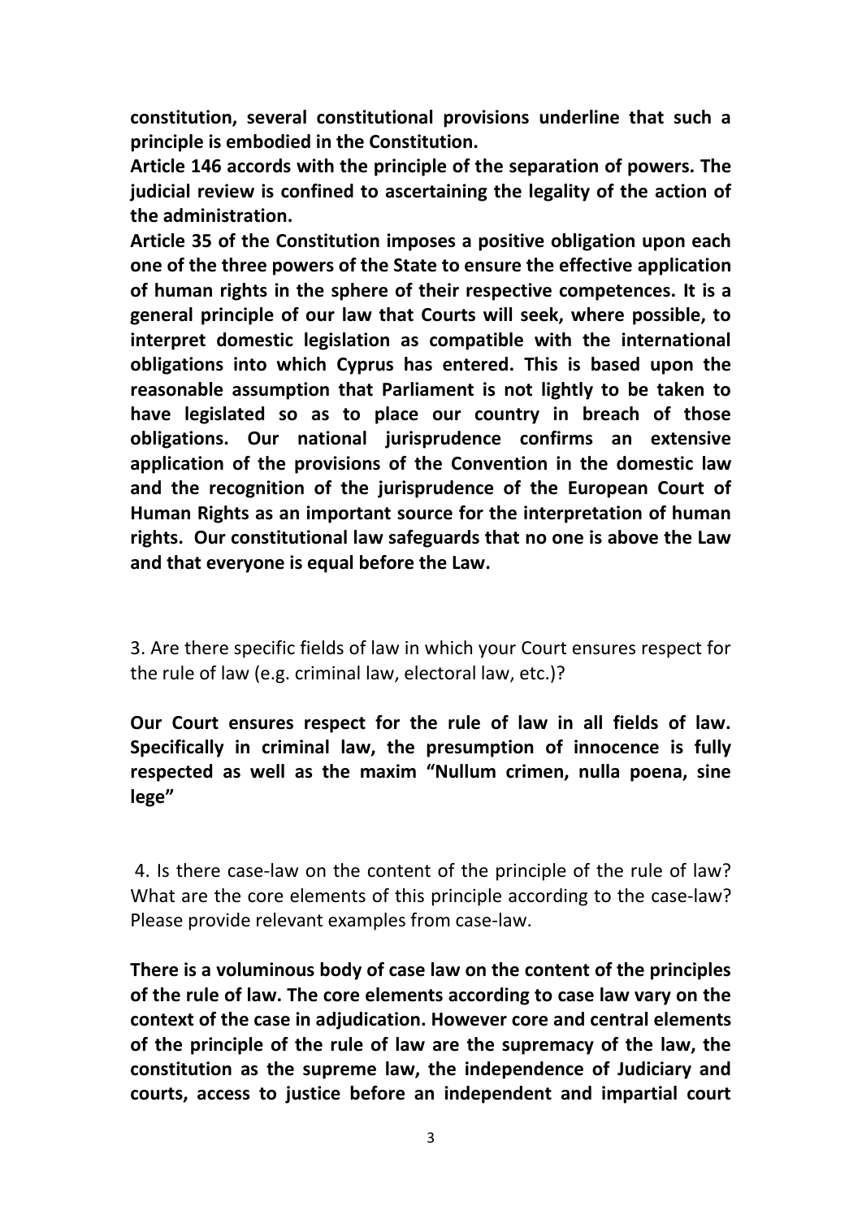**constitution, several constitutional provisions underline that such a principle is embodied in the Constitution.**

**Article 146 accords with the principle of the separation of powers. The judicial review is confined to ascertaining the legality of the action of the administration.**

**Article 35 of the Constitution imposes a positive obligation upon each one of the three powers of the State to ensure the effective application of human rights in the sphere of their respective competences. It is a general principle of our law that Courts will seek, where possible, to interpret domestic legislation as compatible with the international obligations into which Cyprus has entered. This is based upon the reasonable assumption that Parliament is not lightly to be taken to have legislated so as to place our country in breach of those obligations. Our national jurisprudence confirms an extensive application of the provisions of the Convention in the domestic law and the recognition of the jurisprudence of the European Court of Human Rights as an important source for the interpretation of human rights. Our constitutional law safeguards that no one is above the Law and that everyone is equal before the Law.**

3. Are there specific fields of law in which your Court ensures respect for the rule of law (e.g. criminal law, electoral law, etc.)?

**Our Court ensures respect for the rule of law in all fields of law. Specifically in criminal law, the presumption of innocence is fully respected as well as the maxim "Nullum crimen, nulla poena, sine lege"**

4. Is there case-law on the content of the principle of the rule of law? What are the core elements of this principle according to the case-law? Please provide relevant examples from case-law.

**There is a voluminous body of case law on the content of the principles of the rule of law. The core elements according to case law vary on the context of the case in adjudication. However core and central elements of the principle of the rule of law are the supremacy of the law, the constitution as the supreme law, the independence of Judiciary and courts, access to justice before an independent and impartial court**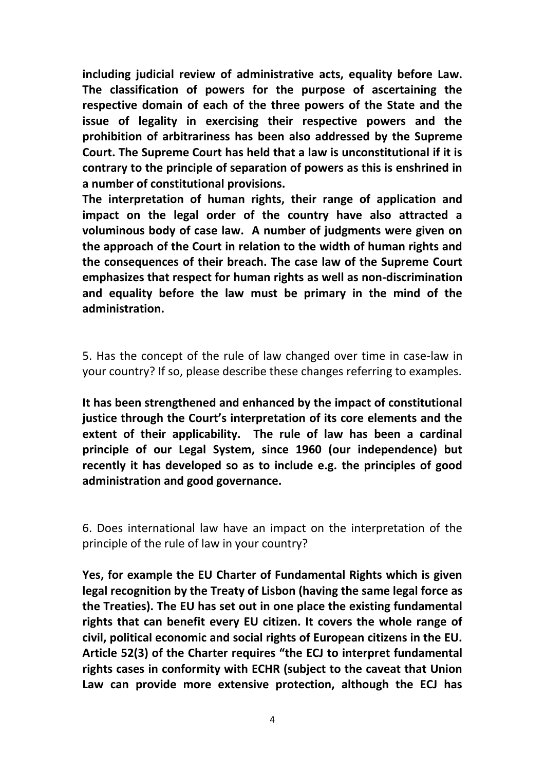**including judicial review of administrative acts, equality before Law. The classification of powers for the purpose of ascertaining the respective domain of each of the three powers of the State and the issue of legality in exercising their respective powers and the prohibition of arbitrariness has been also addressed by the Supreme Court. The Supreme Court has held that a law is unconstitutional if it is contrary to the principle of separation of powers as this is enshrined in a number of constitutional provisions.**

**The interpretation of human rights, their range of application and impact on the legal order of the country have also attracted a voluminous body of case law. A number of judgments were given on the approach of the Court in relation to the width of human rights and the consequences of their breach. The case law of the Supreme Court emphasizes that respect for human rights as well as non-discrimination and equality before the law must be primary in the mind of the administration.**

5. Has the concept of the rule of law changed over time in case-law in your country? If so, please describe these changes referring to examples.

**It has been strengthened and enhanced by the impact of constitutional justice through the Court's interpretation of its core elements and the extent of their applicability. The rule of law has been a cardinal principle of our Legal System, since 1960 (our independence) but recently it has developed so as to include e.g. the principles of good administration and good governance.**

6. Does international law have an impact on the interpretation of the principle of the rule of law in your country?

**Yes, for example the EU Charter of Fundamental Rights which is given legal recognition by the Treaty of Lisbon (having the same legal force as the Treaties). The EU has set out in one place the existing fundamental rights that can benefit every EU citizen. It covers the whole range of civil, political economic and social rights of European citizens in the EU. Article 52(3) of the Charter requires "the ECJ to interpret fundamental rights cases in conformity with ECHR (subject to the caveat that Union Law can provide more extensive protection, although the ECJ has**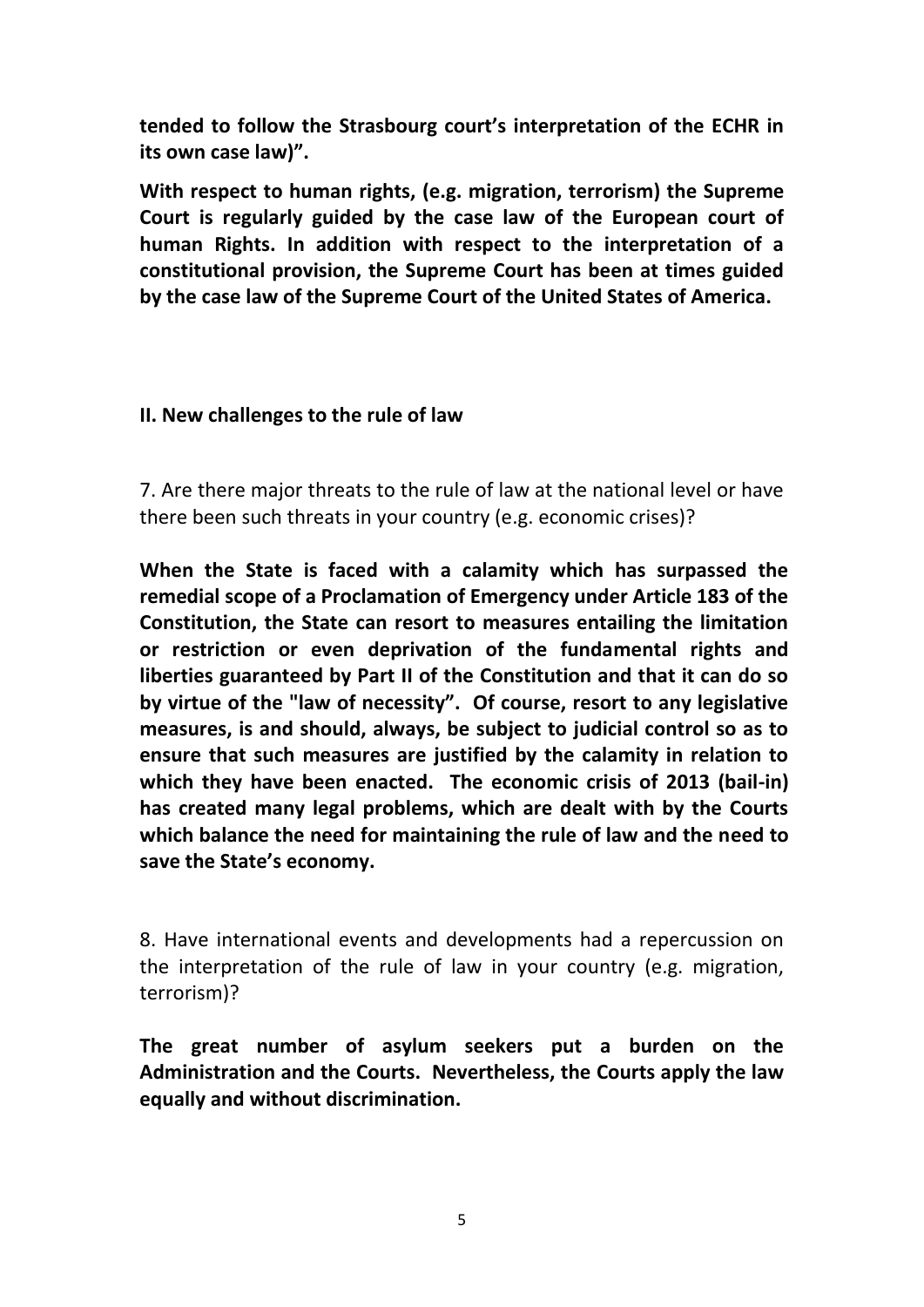**tended to follow the Strasbourg court's interpretation of the ECHR in its own case law)".**

**With respect to human rights, (e.g. migration, terrorism) the Supreme Court is regularly guided by the case law of the European court of human Rights. In addition with respect to the interpretation of a constitutional provision, the Supreme Court has been at times guided by the case law of the Supreme Court of the United States of America.**

## II. New challenges to the rule of law

7. Are there major threats to the rule of law at the national level or have there been such threats in your country (e.g. economic crises)?

**When the State is faced with a calamity which has surpassed the remedial scope of a Proclamation of Emergency under Article 183 of the Constitution, the State can resort to measures entailing the limitation or restriction or even deprivation of the fundamental rights and liberties guaranteed by Part II of the Constitution and that it can do so by virtue of the "law of necessity". Of course, resort to any legislative measures, is and should, always, be subject to judicial control so as to ensure that such measures are justified by the calamity in relation to which they have been enacted. The economic crisis of 2013 (bail-in) has created many legal problems, which are dealt with by the Courts which balance the need for maintaining the rule of law and the need to save the State's economy.**

8. Have international events and developments had a repercussion on the interpretation of the rule of law in your country (e.g. migration, terrorism)?

**The great number of asylum seekers put a burden on the Administration and the Courts. Nevertheless, the Courts apply the law equally and without discrimination.**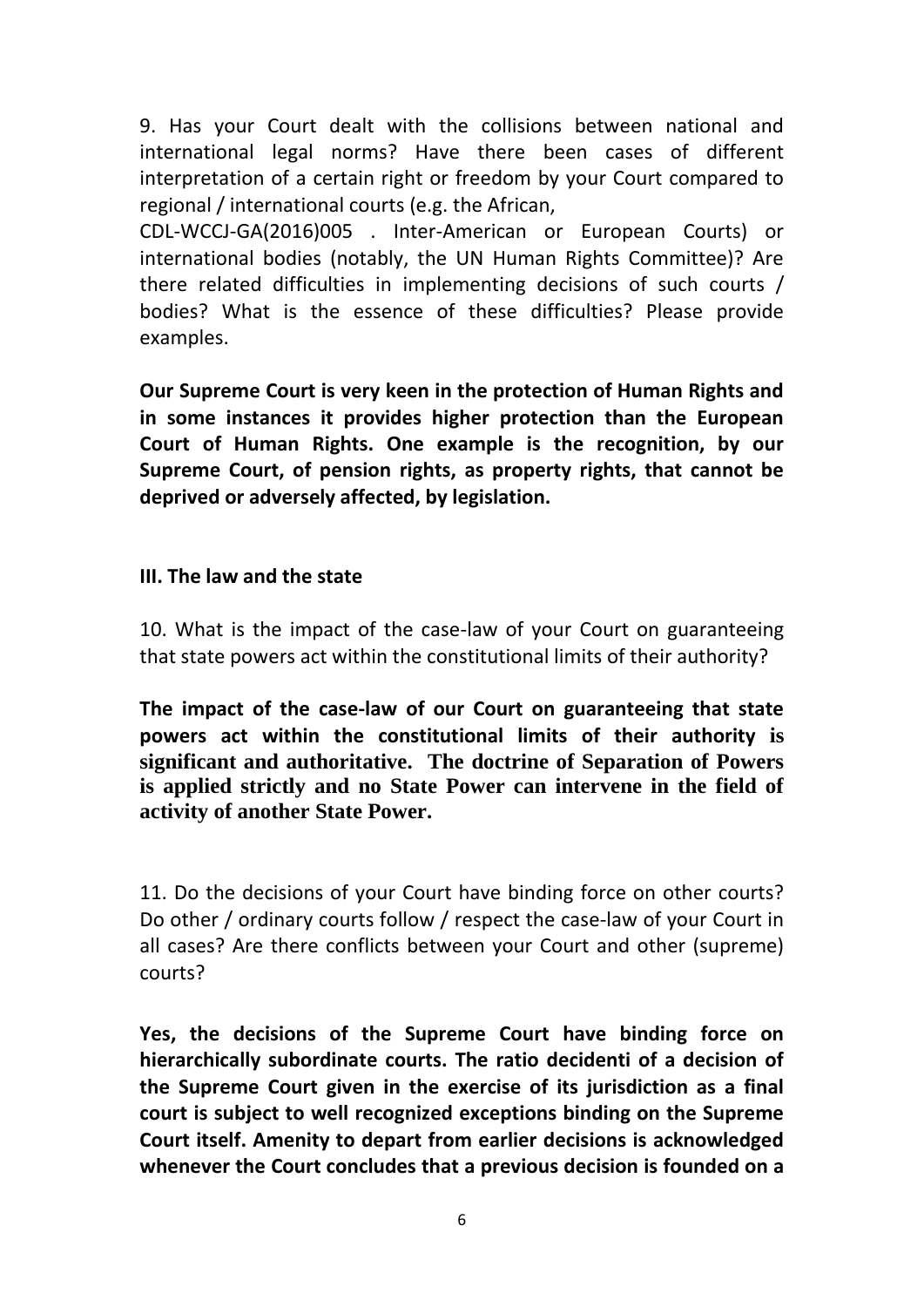9. Has your Court dealt with the collisions between national and international legal norms? Have there been cases of different interpretation of a certain right or freedom by your Court compared to regional / international courts (e.g. the African, CDL-WCCJ-GA(2016)005 . Inter-American or European Courts) or international bodies (notably, the UN Human Rights Committee)? Are there related difficulties in implementing decisions of such courts / bodies? What is the essence of these difficulties? Please provide examples.

**Our Supreme Court is very keen in the protection of Human Rights and in some instances it provides higher protection than the European Court of Human Rights. One example is the recognition, by our Supreme Court, of pension rights, as property rights, that cannot be deprived or adversely affected, by legislation.**

## III. The law and the state

10. What is the impact of the case-law of your Court on guaranteeing that state powers act within the constitutional limits of their authority?

**The impact of the case-law of our Court on guaranteeing that state powers act within the constitutional limits of their authority is significant and authoritative. The doctrine of Separation of Powers is applied strictly and no State Power can intervene in the field of activity of another State Power.**

11. Do the decisions of your Court have binding force on other courts? Do other / ordinary courts follow / respect the case-law of your Court in all cases? Are there conflicts between your Court and other (supreme) courts?

**Yes, the decisions of the Supreme Court have binding force on hierarchically subordinate courts. The ratio decidenti of a decision of the Supreme Court given in the exercise of its jurisdiction as a final court is subject to well recognized exceptions binding on the Supreme Court itself. Amenity to depart from earlier decisions is acknowledged whenever the Court concludes that a previous decision is founded on a**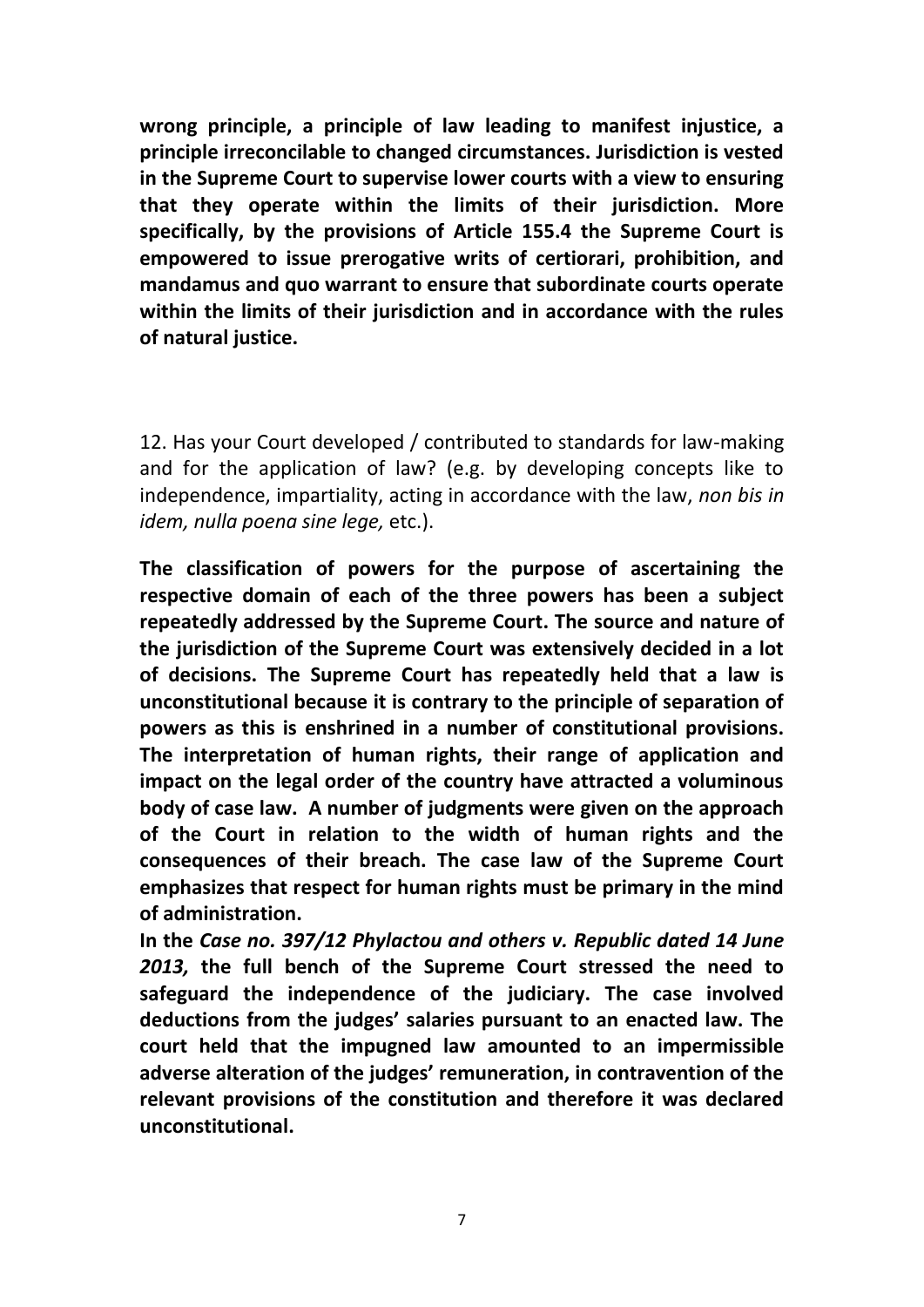**wrong principle, a principle of law leading to manifest injustice, a principle irreconcilable to changed circumstances. Jurisdiction is vested in the Supreme Court to supervise lower courts with a view to ensuring that they operate within the limits of their jurisdiction. More specifically, by the provisions of Article 155.4 the Supreme Court is empowered to issue prerogative writs of certiorari, prohibition, and mandamus and quo warrant to ensure that subordinate courts operate within the limits of their jurisdiction and in accordance with the rules of natural justice.**

12. Has your Court developed / contributed to standards for law-making and for the application of law? (e.g. by developing concepts like to independence, impartiality, acting in accordance with the law, *non bis in idem, nulla poena sine lege,* etc.).

**The classification of powers for the purpose of ascertaining the respective domain of each of the three powers has been a subject repeatedly addressed by the Supreme Court. The source and nature of the jurisdiction of the Supreme Court was extensively decided in a lot of decisions. The Supreme Court has repeatedly held that a law is unconstitutional because it is contrary to the principle of separation of powers as this is enshrined in a number of constitutional provisions. The interpretation of human rights, their range of application and impact on the legal order of the country have attracted a voluminous body of case law. A number of judgments were given on the approach of the Court in relation to the width of human rights and the consequences of their breach. The case law of the Supreme Court emphasizes that respect for human rights must be primary in the mind of administration.**

**In the *Case no. 397/12 Phylactou and others v. Republic dated 14 June 2013,* the full bench of the Supreme Court stressed the need to safeguard the independence of the judiciary. The case involved deductions from the judges' salaries pursuant to an enacted law. The court held that the impugned law amounted to an impermissible adverse alteration of the judges' remuneration, in contravention of the relevant provisions of the constitution and therefore it was declared unconstitutional.**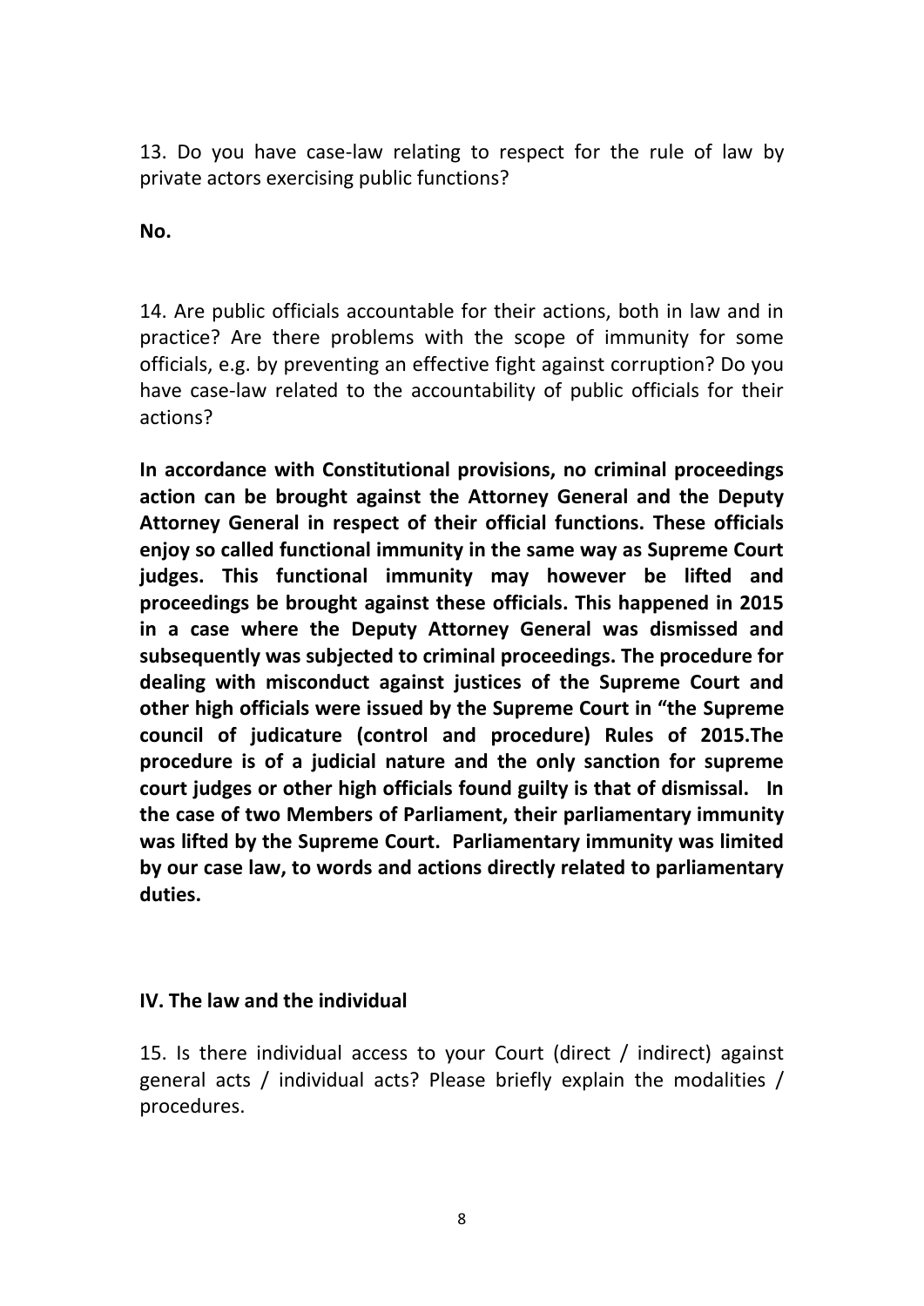13. Do you have case-law relating to respect for the rule of law by private actors exercising public functions?

**No.**

14. Are public officials accountable for their actions, both in law and in practice? Are there problems with the scope of immunity for some officials, e.g. by preventing an effective fight against corruption? Do you have case-law related to the accountability of public officials for their actions?

**In accordance with Constitutional provisions, no criminal proceedings action can be brought against the Attorney General and the Deputy Attorney General in respect of their official functions. These officials enjoy so called functional immunity in the same way as Supreme Court judges. This functional immunity may however be lifted and proceedings be brought against these officials. This happened in 2015 in a case where the Deputy Attorney General was dismissed and subsequently was subjected to criminal proceedings. The procedure for dealing with misconduct against justices of the Supreme Court and other high officials were issued by the Supreme Court in "the Supreme council of judicature (control and procedure) Rules of 2015.The procedure is of a judicial nature and the only sanction for supreme court judges or other high officials found guilty is that of dismissal. In the case of two Members of Parliament, their parliamentary immunity was lifted by the Supreme Court. Parliamentary immunity was limited by our case law, to words and actions directly related to parliamentary duties.**

## IV. The law and the individual

15. Is there individual access to your Court (direct / indirect) against general acts / individual acts? Please briefly explain the modalities / procedures.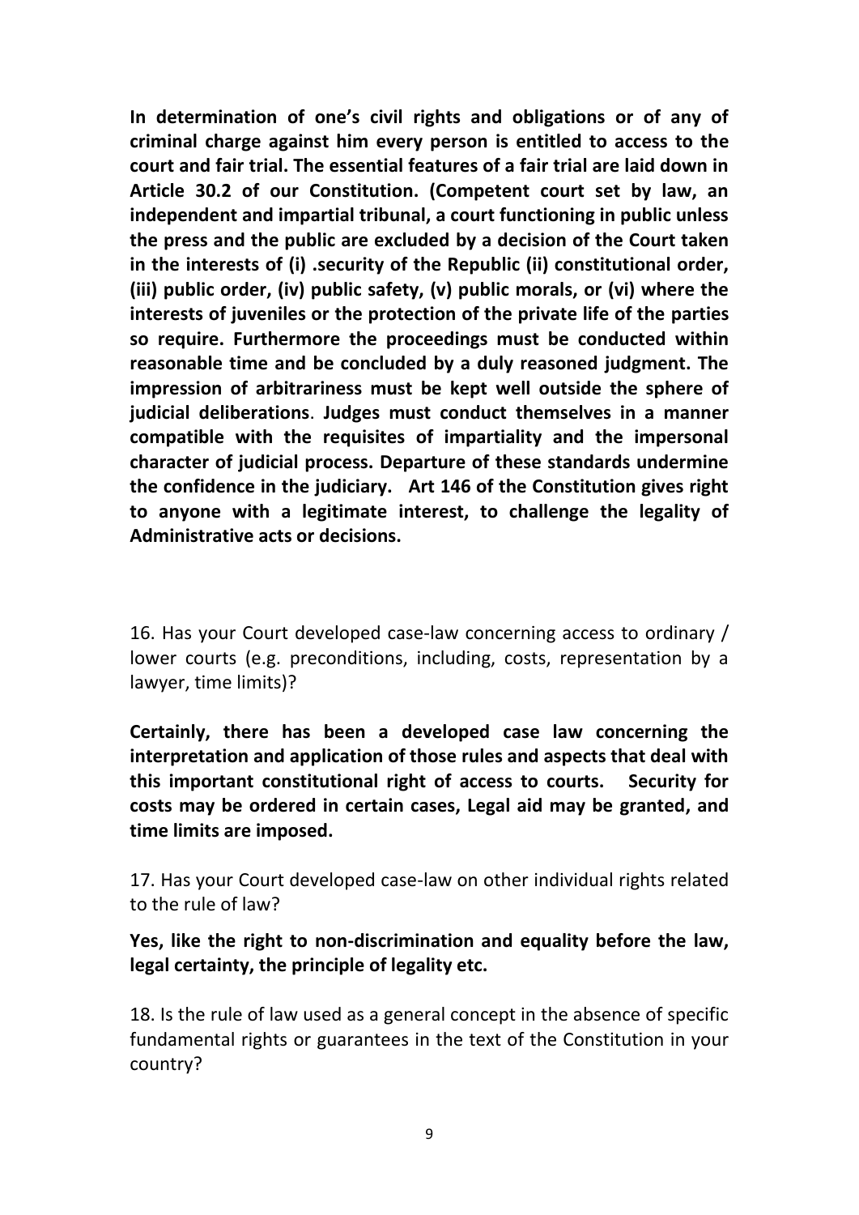**In determination of one's civil rights and obligations or of any of criminal charge against him every person is entitled to access to the court and fair trial. The essential features of a fair trial are laid down in Article 30.2 of our Constitution. (Competent court set by law, an independent and impartial tribunal, a court functioning in public unless the press and the public are excluded by a decision of the Court taken in the interests of (i) .security of the Republic (ii) constitutional order, (iii) public order, (iv) public safety, (v) public morals, or (vi) where the interests of juveniles or the protection of the private life of the parties so require. Furthermore the proceedings must be conducted within reasonable time and be concluded by a duly reasoned judgment. The impression of arbitrariness must be kept well outside the sphere of judicial deliberations**. **Judges must conduct themselves in a manner compatible with the requisites of impartiality and the impersonal character of judicial process. Departure of these standards undermine the confidence in the judiciary. Art 146 of the Constitution gives right to anyone with a legitimate interest, to challenge the legality of Administrative acts or decisions.**

16. Has your Court developed case-law concerning access to ordinary / lower courts (e.g. preconditions, including, costs, representation by a lawyer, time limits)?

**Certainly, there has been a developed case law concerning the interpretation and application of those rules and aspects that deal with this important constitutional right of access to courts. Security for costs may be ordered in certain cases, Legal aid may be granted, and time limits are imposed.**

17. Has your Court developed case-law on other individual rights related to the rule of law?

**Yes, like the right to non-discrimination and equality before the law, legal certainty, the principle of legality etc.**

18. Is the rule of law used as a general concept in the absence of specific fundamental rights or guarantees in the text of the Constitution in your country?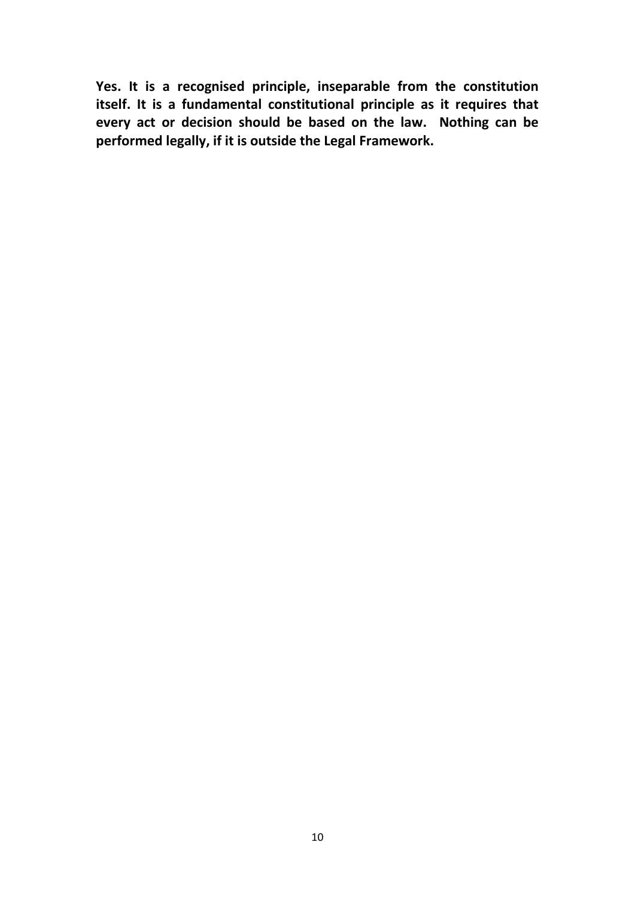**Yes. It is a recognised principle, inseparable from the constitution itself. It is a fundamental constitutional principle as it requires that every act or decision should be based on the law. Nothing can be performed legally, if it is outside the Legal Framework.**